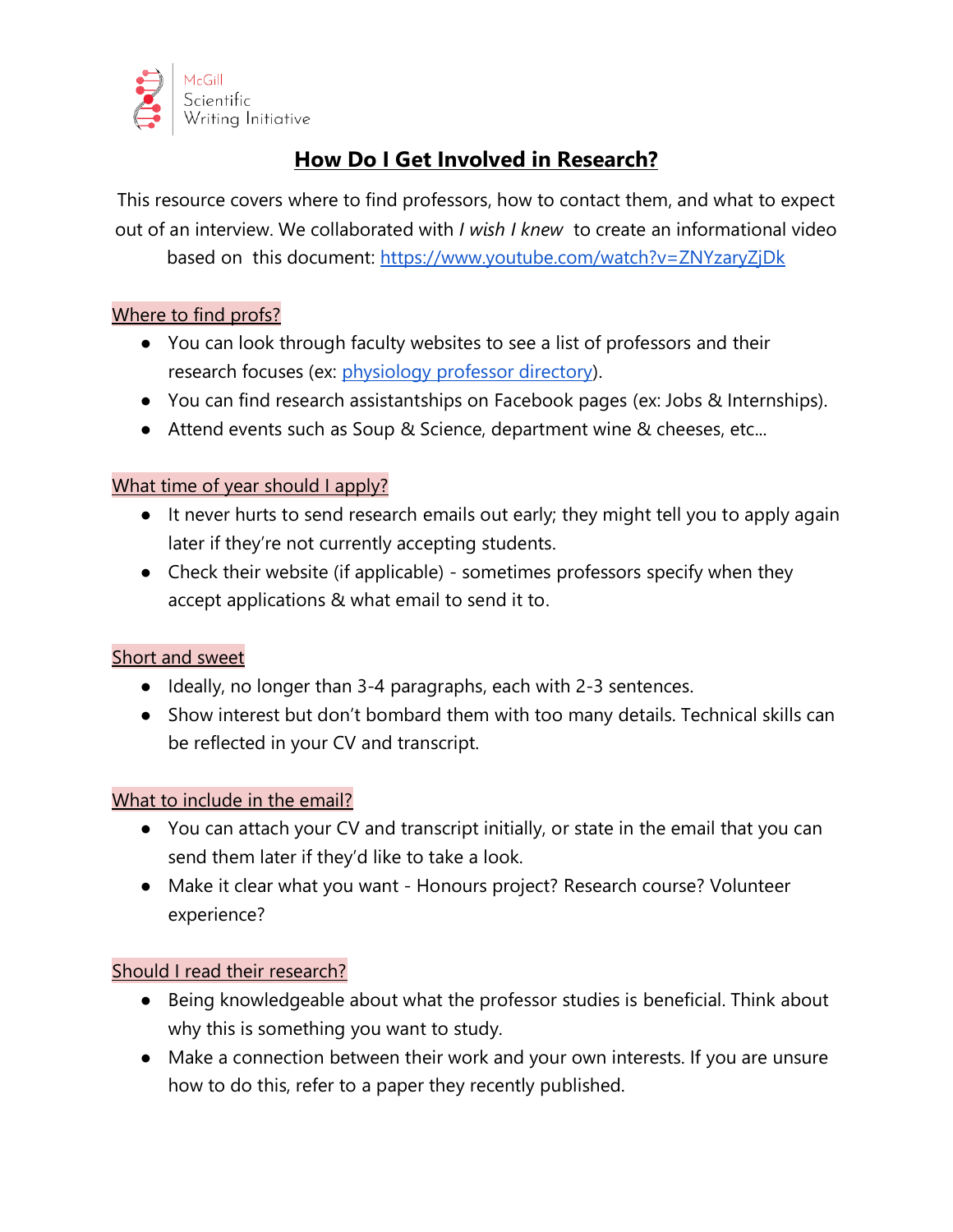McGill Scientific Writing Initiative

# How Do I Get Involved in Research?

This resource covers where to find professors, how to contact them, and what to expect out of an interview. We collaborated with *I wish I knew* to create an informational video based on this document: https://www.youtube.com/watch?v=ZNYzaryZjDk

## Where to find profs?

- You can look through faculty websites to see a list of professors and their research focuses (ex: physiology professor directory).
- You can find research assistantships on Facebook pages (ex: Jobs & Internships).
- Attend events such as Soup & Science, department wine & cheeses, etc...

## What time of year should I apply?

- It never hurts to send research emails out early; they might tell you to apply again later if they're not currently accepting students.
- Check their website (if applicable) - sometimes professors specify when they accept applications & what email to send it to.

## Short and sweet

- Ideally, no longer than 3-4 paragraphs, each with 2-3 sentences.
- Show interest but don't bombard them with too many details. Technical skills can be reflected in your CV and transcript.

## What to include in the email?

- You can attach your CV and transcript initially, or state in the email that you can send them later if they'd like to take a look.
- Make it clear what you want - Honours project? Research course? Volunteer experience?

## Should I read their research?

- Being knowledgeable about what the professor studies is beneficial. Think about why this is something you want to study.
- Make a connection between their work and your own interests. If you are unsure how to do this, refer to a paper they recently published.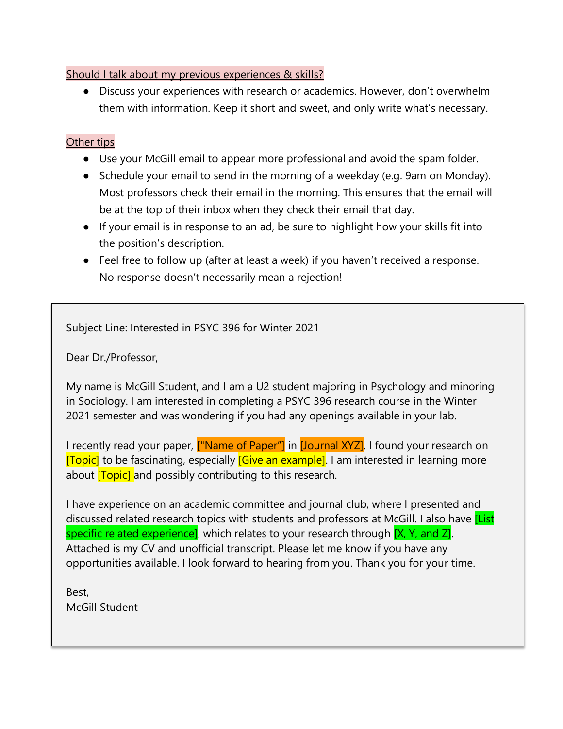## Should I talk about my previous experiences & skills?

- Discuss your experiences with research or academics. However, don't overwhelm them with information. Keep it short and sweet, and only write what's necessary.

## Other tips

- Use your McGill email to appear more professional and avoid the spam folder.
- Schedule your email to send in the morning of a weekday (e.g. 9am on Monday). Most professors check their email in the morning. This ensures that the email will be at the top of their inbox when they check their email that day.
- If your email is in response to an ad, be sure to highlight how your skills fit into the position's description.
- Feel free to follow up (after at least a week) if you haven't received a response. No response doesn't necessarily mean a rejection!

---

Subject Line: Interested in PSYC 396 for Winter 2021

Dear Dr./Professor,

My name is McGill Student, and I am a U2 student majoring in Psychology and minoring in Sociology. I am interested in completing a PSYC 396 research course in the Winter 2021 semester and was wondering if you had any openings available in your lab.

I recently read your paper, ["Name of Paper"] in [Journal XYZ]. I found your research on [Topic] to be fascinating, especially [Give an example]. I am interested in learning more about [Topic] and possibly contributing to this research.

I have experience on an academic committee and journal club, where I presented and discussed related research topics with students and professors at McGill. I also have [List specific related experience], which relates to your research through [X, Y, and Z]. Attached is my CV and unofficial transcript. Please let me know if you have any opportunities available. I look forward to hearing from you. Thank you for your time.

Best,
McGill Student

---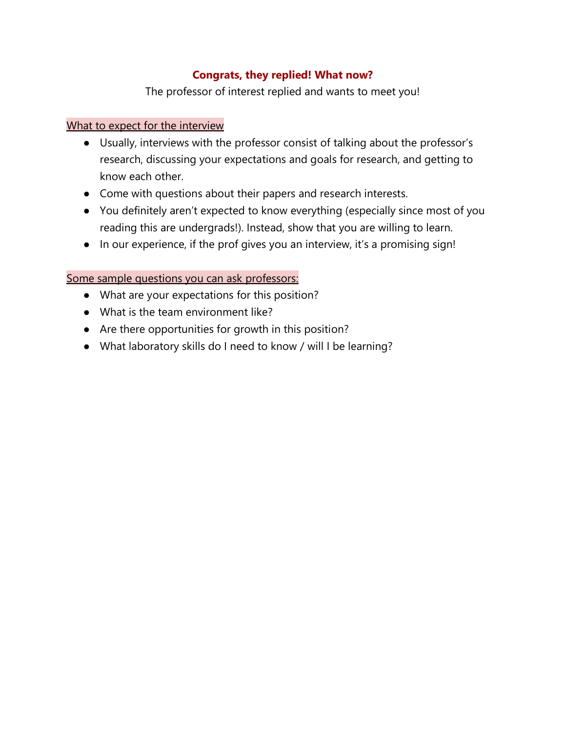## Congrats, they replied! What now?

The professor of interest replied and wants to meet you!

### What to expect for the interview

- Usually, interviews with the professor consist of talking about the professor's research, discussing your expectations and goals for research, and getting to know each other.
- Come with questions about their papers and research interests.
- You definitely aren't expected to know everything (especially since most of you reading this are undergrads!). Instead, show that you are willing to learn.
- In our experience, if the prof gives you an interview, it's a promising sign!

### Some sample questions you can ask professors:

- What are your expectations for this position?
- What is the team environment like?
- Are there opportunities for growth in this position?
- What laboratory skills do I need to know / will I be learning?